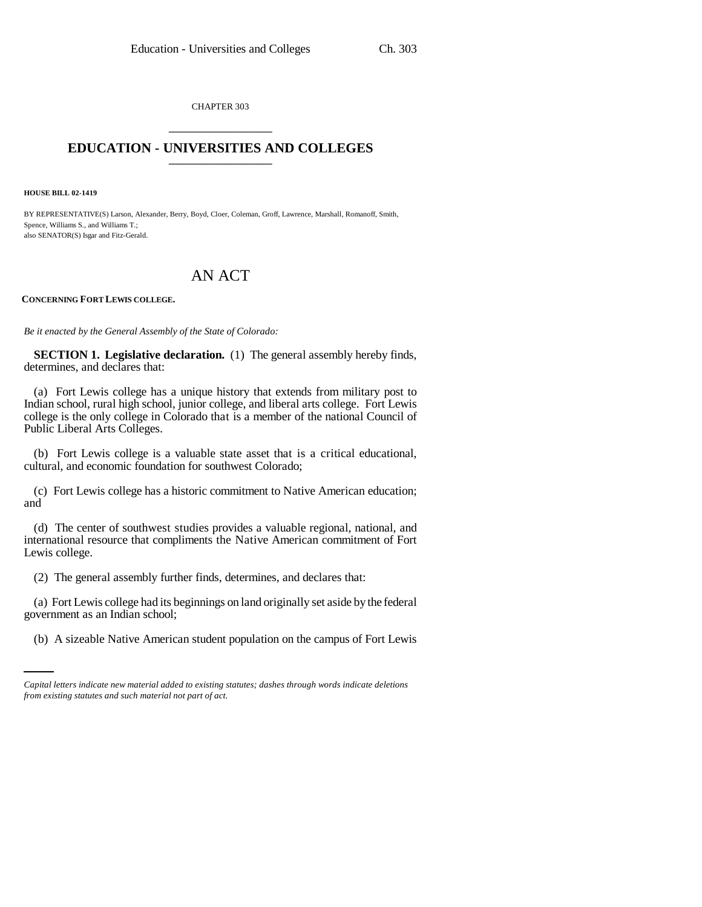CHAPTER 303

# EDUCATION - UNIVERSITIES AND COLLEGES

**HOUSE BILL 02-1419**

BY REPRESENTATIVE(S) Larson, Alexander, Berry, Boyd, Cloer, Coleman, Groff, Lawrence, Marshall, Romanoff, Smith, Spence, Williams S., and Williams T.;
also SENATOR(S) Isgar and Fitz-Gerald.

## AN ACT

**CONCERNING FORT LEWIS COLLEGE.**

*Be it enacted by the General Assembly of the State of Colorado:*

**SECTION 1. Legislative declaration.** (1) The general assembly hereby finds, determines, and declares that:

(a) Fort Lewis college has a unique history that extends from military post to Indian school, rural high school, junior college, and liberal arts college. Fort Lewis college is the only college in Colorado that is a member of the national Council of Public Liberal Arts Colleges.

(b) Fort Lewis college is a valuable state asset that is a critical educational, cultural, and economic foundation for southwest Colorado;

(c) Fort Lewis college has a historic commitment to Native American education; and

(d) The center of southwest studies provides a valuable regional, national, and international resource that compliments the Native American commitment of Fort Lewis college.

(2) The general assembly further finds, determines, and declares that:

(a) Fort Lewis college had its beginnings on land originally set aside by the federal government as an Indian school;

(b) A sizeable Native American student population on the campus of Fort Lewis

*Capital letters indicate new material added to existing statutes; dashes through words indicate deletions from existing statutes and such material not part of act.*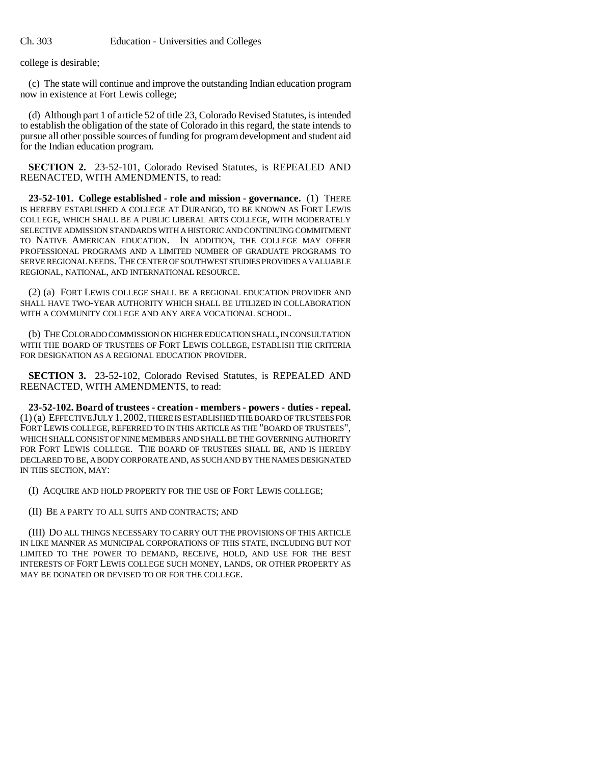college is desirable;

(c) The state will continue and improve the outstanding Indian education program now in existence at Fort Lewis college;

(d) Although part 1 of article 52 of title 23, Colorado Revised Statutes, is intended to establish the obligation of the state of Colorado in this regard, the state intends to pursue all other possible sources of funding for program development and student aid for the Indian education program.

**SECTION 2.** 23-52-101, Colorado Revised Statutes, is REPEALED AND REENACTED, WITH AMENDMENTS, to read:

**23-52-101. College established - role and mission - governance.** (1) THERE IS HEREBY ESTABLISHED A COLLEGE AT DURANGO, TO BE KNOWN AS FORT LEWIS COLLEGE, WHICH SHALL BE A PUBLIC LIBERAL ARTS COLLEGE, WITH MODERATELY SELECTIVE ADMISSION STANDARDS WITH A HISTORIC AND CONTINUING COMMITMENT TO NATIVE AMERICAN EDUCATION. IN ADDITION, THE COLLEGE MAY OFFER PROFESSIONAL PROGRAMS AND A LIMITED NUMBER OF GRADUATE PROGRAMS TO SERVE REGIONAL NEEDS. THE CENTER OF SOUTHWEST STUDIES PROVIDES A VALUABLE REGIONAL, NATIONAL, AND INTERNATIONAL RESOURCE.

(2) (a) FORT LEWIS COLLEGE SHALL BE A REGIONAL EDUCATION PROVIDER AND SHALL HAVE TWO-YEAR AUTHORITY WHICH SHALL BE UTILIZED IN COLLABORATION WITH A COMMUNITY COLLEGE AND ANY AREA VOCATIONAL SCHOOL.

(b) THE COLORADO COMMISSION ON HIGHER EDUCATION SHALL, IN CONSULTATION WITH THE BOARD OF TRUSTEES OF FORT LEWIS COLLEGE, ESTABLISH THE CRITERIA FOR DESIGNATION AS A REGIONAL EDUCATION PROVIDER.

**SECTION 3.** 23-52-102, Colorado Revised Statutes, is REPEALED AND REENACTED, WITH AMENDMENTS, to read:

**23-52-102. Board of trustees - creation - members - powers - duties - repeal.** (1) (a) EFFECTIVE JULY 1, 2002, THERE IS ESTABLISHED THE BOARD OF TRUSTEES FOR FORT LEWIS COLLEGE, REFERRED TO IN THIS ARTICLE AS THE "BOARD OF TRUSTEES", WHICH SHALL CONSIST OF NINE MEMBERS AND SHALL BE THE GOVERNING AUTHORITY FOR FORT LEWIS COLLEGE. THE BOARD OF TRUSTEES SHALL BE, AND IS HEREBY DECLARED TO BE, A BODY CORPORATE AND, AS SUCH AND BY THE NAMES DESIGNATED IN THIS SECTION, MAY:

(I) ACQUIRE AND HOLD PROPERTY FOR THE USE OF FORT LEWIS COLLEGE;

(II) BE A PARTY TO ALL SUITS AND CONTRACTS; AND

(III) DO ALL THINGS NECESSARY TO CARRY OUT THE PROVISIONS OF THIS ARTICLE IN LIKE MANNER AS MUNICIPAL CORPORATIONS OF THIS STATE, INCLUDING BUT NOT LIMITED TO THE POWER TO DEMAND, RECEIVE, HOLD, AND USE FOR THE BEST INTERESTS OF FORT LEWIS COLLEGE SUCH MONEY, LANDS, OR OTHER PROPERTY AS MAY BE DONATED OR DEVISED TO OR FOR THE COLLEGE.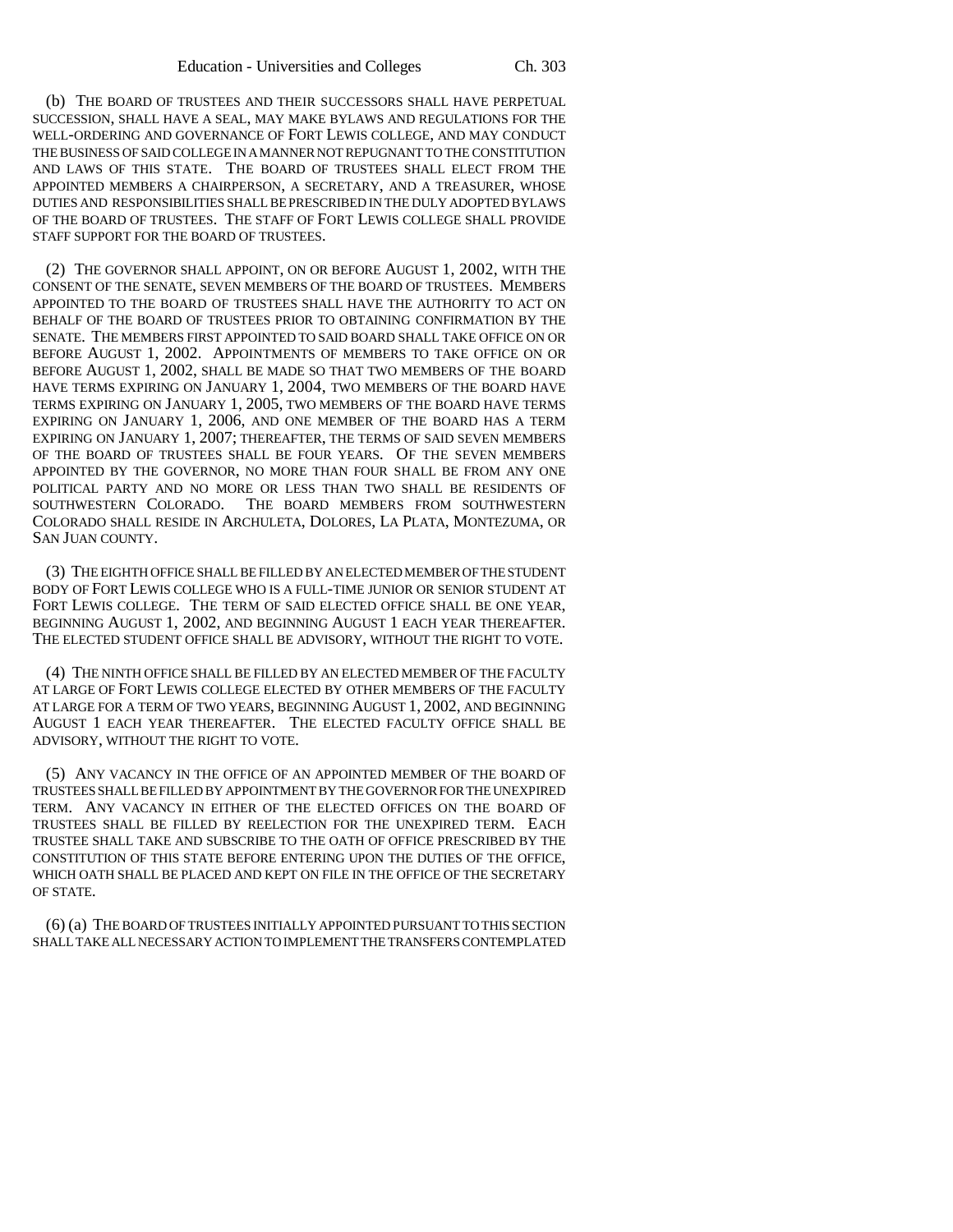(b) THE BOARD OF TRUSTEES AND THEIR SUCCESSORS SHALL HAVE PERPETUAL SUCCESSION, SHALL HAVE A SEAL, MAY MAKE BYLAWS AND REGULATIONS FOR THE WELL-ORDERING AND GOVERNANCE OF FORT LEWIS COLLEGE, AND MAY CONDUCT THE BUSINESS OF SAID COLLEGE IN A MANNER NOT REPUGNANT TO THE CONSTITUTION AND LAWS OF THIS STATE. THE BOARD OF TRUSTEES SHALL ELECT FROM THE APPOINTED MEMBERS A CHAIRPERSON, A SECRETARY, AND A TREASURER, WHOSE DUTIES AND RESPONSIBILITIES SHALL BE PRESCRIBED IN THE DULY ADOPTED BYLAWS OF THE BOARD OF TRUSTEES. THE STAFF OF FORT LEWIS COLLEGE SHALL PROVIDE STAFF SUPPORT FOR THE BOARD OF TRUSTEES.

(2) THE GOVERNOR SHALL APPOINT, ON OR BEFORE AUGUST 1, 2002, WITH THE CONSENT OF THE SENATE, SEVEN MEMBERS OF THE BOARD OF TRUSTEES. MEMBERS APPOINTED TO THE BOARD OF TRUSTEES SHALL HAVE THE AUTHORITY TO ACT ON BEHALF OF THE BOARD OF TRUSTEES PRIOR TO OBTAINING CONFIRMATION BY THE SENATE. THE MEMBERS FIRST APPOINTED TO SAID BOARD SHALL TAKE OFFICE ON OR BEFORE AUGUST 1, 2002. APPOINTMENTS OF MEMBERS TO TAKE OFFICE ON OR BEFORE AUGUST 1, 2002, SHALL BE MADE SO THAT TWO MEMBERS OF THE BOARD HAVE TERMS EXPIRING ON JANUARY 1, 2004, TWO MEMBERS OF THE BOARD HAVE TERMS EXPIRING ON JANUARY 1, 2005, TWO MEMBERS OF THE BOARD HAVE TERMS EXPIRING ON JANUARY 1, 2006, AND ONE MEMBER OF THE BOARD HAS A TERM EXPIRING ON JANUARY 1, 2007; THEREAFTER, THE TERMS OF SAID SEVEN MEMBERS OF THE BOARD OF TRUSTEES SHALL BE FOUR YEARS. OF THE SEVEN MEMBERS APPOINTED BY THE GOVERNOR, NO MORE THAN FOUR SHALL BE FROM ANY ONE POLITICAL PARTY AND NO MORE OR LESS THAN TWO SHALL BE RESIDENTS OF SOUTHWESTERN COLORADO. THE BOARD MEMBERS FROM SOUTHWESTERN COLORADO SHALL RESIDE IN ARCHULETA, DOLORES, LA PLATA, MONTEZUMA, OR SAN JUAN COUNTY.

(3) THE EIGHTH OFFICE SHALL BE FILLED BY AN ELECTED MEMBER OF THE STUDENT BODY OF FORT LEWIS COLLEGE WHO IS A FULL-TIME JUNIOR OR SENIOR STUDENT AT FORT LEWIS COLLEGE. THE TERM OF SAID ELECTED OFFICE SHALL BE ONE YEAR, BEGINNING AUGUST 1, 2002, AND BEGINNING AUGUST 1 EACH YEAR THEREAFTER. THE ELECTED STUDENT OFFICE SHALL BE ADVISORY, WITHOUT THE RIGHT TO VOTE.

(4) THE NINTH OFFICE SHALL BE FILLED BY AN ELECTED MEMBER OF THE FACULTY AT LARGE OF FORT LEWIS COLLEGE ELECTED BY OTHER MEMBERS OF THE FACULTY AT LARGE FOR A TERM OF TWO YEARS, BEGINNING AUGUST 1, 2002, AND BEGINNING AUGUST 1 EACH YEAR THEREAFTER. THE ELECTED FACULTY OFFICE SHALL BE ADVISORY, WITHOUT THE RIGHT TO VOTE.

(5) ANY VACANCY IN THE OFFICE OF AN APPOINTED MEMBER OF THE BOARD OF TRUSTEES SHALL BE FILLED BY APPOINTMENT BY THE GOVERNOR FOR THE UNEXPIRED TERM. ANY VACANCY IN EITHER OF THE ELECTED OFFICES ON THE BOARD OF TRUSTEES SHALL BE FILLED BY REELECTION FOR THE UNEXPIRED TERM. EACH TRUSTEE SHALL TAKE AND SUBSCRIBE TO THE OATH OF OFFICE PRESCRIBED BY THE CONSTITUTION OF THIS STATE BEFORE ENTERING UPON THE DUTIES OF THE OFFICE, WHICH OATH SHALL BE PLACED AND KEPT ON FILE IN THE OFFICE OF THE SECRETARY OF STATE.

(6) (a) THE BOARD OF TRUSTEES INITIALLY APPOINTED PURSUANT TO THIS SECTION SHALL TAKE ALL NECESSARY ACTION TO IMPLEMENT THE TRANSFERS CONTEMPLATED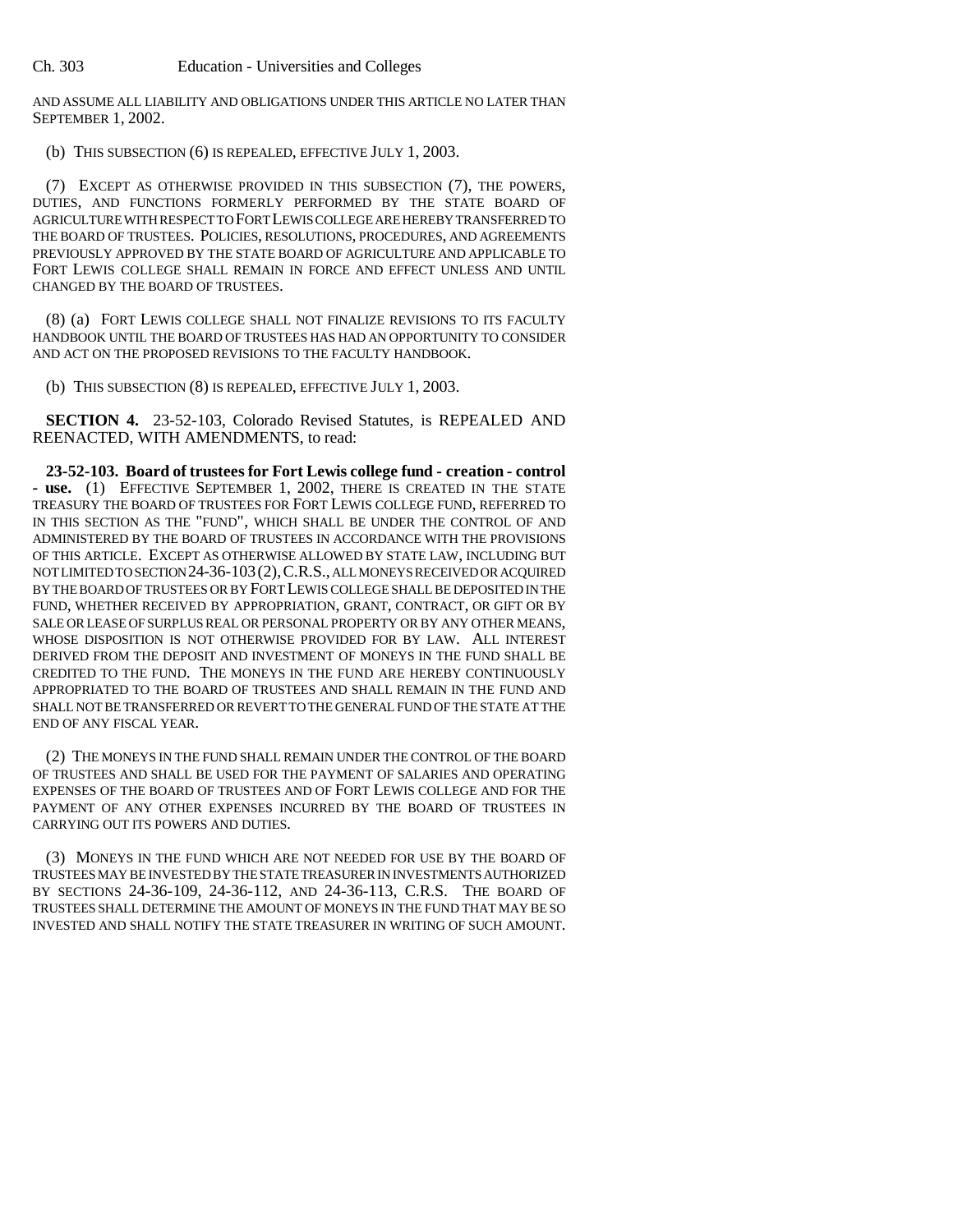AND ASSUME ALL LIABILITY AND OBLIGATIONS UNDER THIS ARTICLE NO LATER THAN SEPTEMBER 1, 2002.

(b) THIS SUBSECTION (6) IS REPEALED, EFFECTIVE JULY 1, 2003.

(7) EXCEPT AS OTHERWISE PROVIDED IN THIS SUBSECTION (7), THE POWERS, DUTIES, AND FUNCTIONS FORMERLY PERFORMED BY THE STATE BOARD OF AGRICULTURE WITH RESPECT TO FORT LEWIS COLLEGE ARE HEREBY TRANSFERRED TO THE BOARD OF TRUSTEES. POLICIES, RESOLUTIONS, PROCEDURES, AND AGREEMENTS PREVIOUSLY APPROVED BY THE STATE BOARD OF AGRICULTURE AND APPLICABLE TO FORT LEWIS COLLEGE SHALL REMAIN IN FORCE AND EFFECT UNLESS AND UNTIL CHANGED BY THE BOARD OF TRUSTEES.

(8) (a) FORT LEWIS COLLEGE SHALL NOT FINALIZE REVISIONS TO ITS FACULTY HANDBOOK UNTIL THE BOARD OF TRUSTEES HAS HAD AN OPPORTUNITY TO CONSIDER AND ACT ON THE PROPOSED REVISIONS TO THE FACULTY HANDBOOK.

(b) THIS SUBSECTION (8) IS REPEALED, EFFECTIVE JULY 1, 2003.

**SECTION 4.** 23-52-103, Colorado Revised Statutes, is REPEALED AND REENACTED, WITH AMENDMENTS, to read:

**23-52-103. Board of trustees for Fort Lewis college fund - creation - control - use.** (1) EFFECTIVE SEPTEMBER 1, 2002, THERE IS CREATED IN THE STATE TREASURY THE BOARD OF TRUSTEES FOR FORT LEWIS COLLEGE FUND, REFERRED TO IN THIS SECTION AS THE "FUND", WHICH SHALL BE UNDER THE CONTROL OF AND ADMINISTERED BY THE BOARD OF TRUSTEES IN ACCORDANCE WITH THE PROVISIONS OF THIS ARTICLE. EXCEPT AS OTHERWISE ALLOWED BY STATE LAW, INCLUDING BUT NOT LIMITED TO SECTION 24-36-103 (2), C.R.S., ALL MONEYS RECEIVED OR ACQUIRED BY THE BOARD OF TRUSTEES OR BY FORT LEWIS COLLEGE SHALL BE DEPOSITED IN THE FUND, WHETHER RECEIVED BY APPROPRIATION, GRANT, CONTRACT, OR GIFT OR BY SALE OR LEASE OF SURPLUS REAL OR PERSONAL PROPERTY OR BY ANY OTHER MEANS, WHOSE DISPOSITION IS NOT OTHERWISE PROVIDED FOR BY LAW. ALL INTEREST DERIVED FROM THE DEPOSIT AND INVESTMENT OF MONEYS IN THE FUND SHALL BE CREDITED TO THE FUND. THE MONEYS IN THE FUND ARE HEREBY CONTINUOUSLY APPROPRIATED TO THE BOARD OF TRUSTEES AND SHALL REMAIN IN THE FUND AND SHALL NOT BE TRANSFERRED OR REVERT TO THE GENERAL FUND OF THE STATE AT THE END OF ANY FISCAL YEAR.

(2) THE MONEYS IN THE FUND SHALL REMAIN UNDER THE CONTROL OF THE BOARD OF TRUSTEES AND SHALL BE USED FOR THE PAYMENT OF SALARIES AND OPERATING EXPENSES OF THE BOARD OF TRUSTEES AND OF FORT LEWIS COLLEGE AND FOR THE PAYMENT OF ANY OTHER EXPENSES INCURRED BY THE BOARD OF TRUSTEES IN CARRYING OUT ITS POWERS AND DUTIES.

(3) MONEYS IN THE FUND WHICH ARE NOT NEEDED FOR USE BY THE BOARD OF TRUSTEES MAY BE INVESTED BY THE STATE TREASURER IN INVESTMENTS AUTHORIZED BY SECTIONS 24-36-109, 24-36-112, AND 24-36-113, C.R.S. THE BOARD OF TRUSTEES SHALL DETERMINE THE AMOUNT OF MONEYS IN THE FUND THAT MAY BE SO INVESTED AND SHALL NOTIFY THE STATE TREASURER IN WRITING OF SUCH AMOUNT.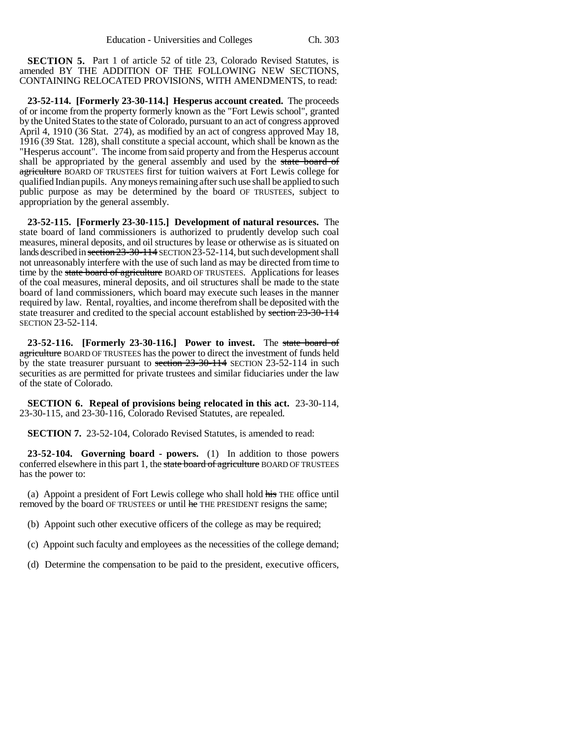**SECTION 5.** Part 1 of article 52 of title 23, Colorado Revised Statutes, is amended BY THE ADDITION OF THE FOLLOWING NEW SECTIONS, CONTAINING RELOCATED PROVISIONS, WITH AMENDMENTS, to read:

**23-52-114. [Formerly 23-30-114.] Hesperus account created.** The proceeds of or income from the property formerly known as the "Fort Lewis school", granted by the United States to the state of Colorado, pursuant to an act of congress approved April 4, 1910 (36 Stat. 274), as modified by an act of congress approved May 18, 1916 (39 Stat. 128), shall constitute a special account, which shall be known as the "Hesperus account". The income from said property and from the Hesperus account shall be appropriated by the general assembly and used by the ~~state board of agriculture~~ BOARD OF TRUSTEES first for tuition waivers at Fort Lewis college for qualified Indian pupils. Any moneys remaining after such use shall be applied to such public purpose as may be determined by the board OF TRUSTEES, subject to appropriation by the general assembly.

**23-52-115. [Formerly 23-30-115.] Development of natural resources.** The state board of land commissioners is authorized to prudently develop such coal measures, mineral deposits, and oil structures by lease or otherwise as is situated on lands described in ~~section 23-30-114~~ SECTION 23-52-114, but such development shall not unreasonably interfere with the use of such land as may be directed from time to time by the ~~state board of agriculture~~ BOARD OF TRUSTEES. Applications for leases of the coal measures, mineral deposits, and oil structures shall be made to the state board of land commissioners, which board may execute such leases in the manner required by law. Rental, royalties, and income therefrom shall be deposited with the state treasurer and credited to the special account established by ~~section 23-30-114~~ SECTION 23-52-114.

**23-52-116. [Formerly 23-30-116.] Power to invest.** The ~~state board of agriculture~~ BOARD OF TRUSTEES has the power to direct the investment of funds held by the state treasurer pursuant to ~~section 23-30-114~~ SECTION 23-52-114 in such securities as are permitted for private trustees and similar fiduciaries under the law of the state of Colorado.

**SECTION 6. Repeal of provisions being relocated in this act.** 23-30-114, 23-30-115, and 23-30-116, Colorado Revised Statutes, are repealed.

**SECTION 7.** 23-52-104, Colorado Revised Statutes, is amended to read:

**23-52-104. Governing board - powers.** (1) In addition to those powers conferred elsewhere in this part 1, the ~~state board of agriculture~~ BOARD OF TRUSTEES has the power to:

(a) Appoint a president of Fort Lewis college who shall hold ~~his~~ THE office until removed by the board OF TRUSTEES or until ~~he~~ THE PRESIDENT resigns the same;

(b) Appoint such other executive officers of the college as may be required;

(c) Appoint such faculty and employees as the necessities of the college demand;

(d) Determine the compensation to be paid to the president, executive officers,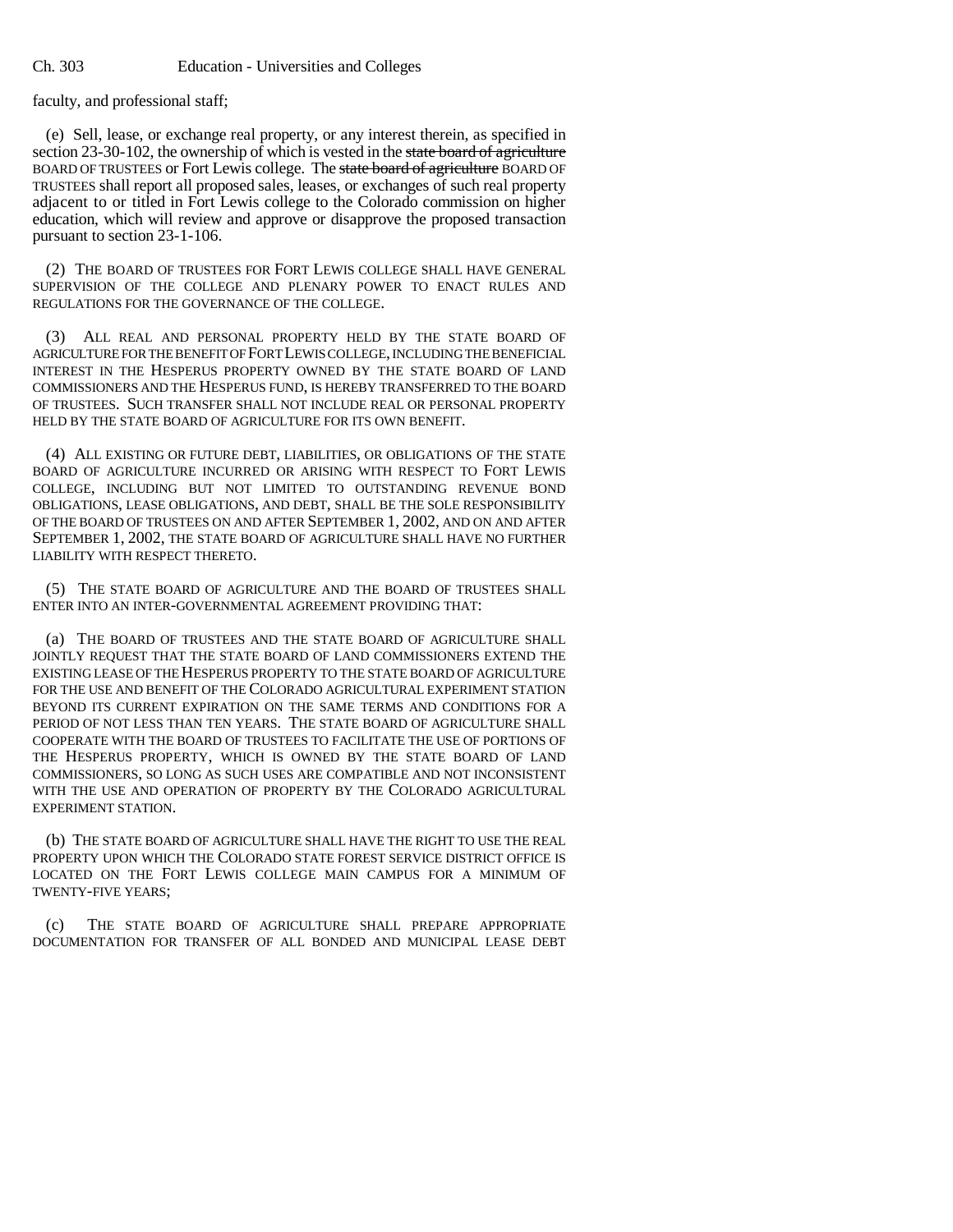faculty, and professional staff;

(e) Sell, lease, or exchange real property, or any interest therein, as specified in section 23-30-102, the ownership of which is vested in the ~~state board of agriculture~~ BOARD OF TRUSTEES or Fort Lewis college. The ~~state board of agriculture~~ BOARD OF TRUSTEES shall report all proposed sales, leases, or exchanges of such real property adjacent to or titled in Fort Lewis college to the Colorado commission on higher education, which will review and approve or disapprove the proposed transaction pursuant to section 23-1-106.

(2) THE BOARD OF TRUSTEES FOR FORT LEWIS COLLEGE SHALL HAVE GENERAL SUPERVISION OF THE COLLEGE AND PLENARY POWER TO ENACT RULES AND REGULATIONS FOR THE GOVERNANCE OF THE COLLEGE.

(3) ALL REAL AND PERSONAL PROPERTY HELD BY THE STATE BOARD OF AGRICULTURE FOR THE BENEFIT OF FORT LEWIS COLLEGE, INCLUDING THE BENEFICIAL INTEREST IN THE HESPERUS PROPERTY OWNED BY THE STATE BOARD OF LAND COMMISSIONERS AND THE HESPERUS FUND, IS HEREBY TRANSFERRED TO THE BOARD OF TRUSTEES. SUCH TRANSFER SHALL NOT INCLUDE REAL OR PERSONAL PROPERTY HELD BY THE STATE BOARD OF AGRICULTURE FOR ITS OWN BENEFIT.

(4) ALL EXISTING OR FUTURE DEBT, LIABILITIES, OR OBLIGATIONS OF THE STATE BOARD OF AGRICULTURE INCURRED OR ARISING WITH RESPECT TO FORT LEWIS COLLEGE, INCLUDING BUT NOT LIMITED TO OUTSTANDING REVENUE BOND OBLIGATIONS, LEASE OBLIGATIONS, AND DEBT, SHALL BE THE SOLE RESPONSIBILITY OF THE BOARD OF TRUSTEES ON AND AFTER SEPTEMBER 1, 2002, AND ON AND AFTER SEPTEMBER 1, 2002, THE STATE BOARD OF AGRICULTURE SHALL HAVE NO FURTHER LIABILITY WITH RESPECT THERETO.

(5) THE STATE BOARD OF AGRICULTURE AND THE BOARD OF TRUSTEES SHALL ENTER INTO AN INTER-GOVERNMENTAL AGREEMENT PROVIDING THAT:

(a) THE BOARD OF TRUSTEES AND THE STATE BOARD OF AGRICULTURE SHALL JOINTLY REQUEST THAT THE STATE BOARD OF LAND COMMISSIONERS EXTEND THE EXISTING LEASE OF THE HESPERUS PROPERTY TO THE STATE BOARD OF AGRICULTURE FOR THE USE AND BENEFIT OF THE COLORADO AGRICULTURAL EXPERIMENT STATION BEYOND ITS CURRENT EXPIRATION ON THE SAME TERMS AND CONDITIONS FOR A PERIOD OF NOT LESS THAN TEN YEARS. THE STATE BOARD OF AGRICULTURE SHALL COOPERATE WITH THE BOARD OF TRUSTEES TO FACILITATE THE USE OF PORTIONS OF THE HESPERUS PROPERTY, WHICH IS OWNED BY THE STATE BOARD OF LAND COMMISSIONERS, SO LONG AS SUCH USES ARE COMPATIBLE AND NOT INCONSISTENT WITH THE USE AND OPERATION OF PROPERTY BY THE COLORADO AGRICULTURAL EXPERIMENT STATION.

(b) THE STATE BOARD OF AGRICULTURE SHALL HAVE THE RIGHT TO USE THE REAL PROPERTY UPON WHICH THE COLORADO STATE FOREST SERVICE DISTRICT OFFICE IS LOCATED ON THE FORT LEWIS COLLEGE MAIN CAMPUS FOR A MINIMUM OF TWENTY-FIVE YEARS;

(c) THE STATE BOARD OF AGRICULTURE SHALL PREPARE APPROPRIATE DOCUMENTATION FOR TRANSFER OF ALL BONDED AND MUNICIPAL LEASE DEBT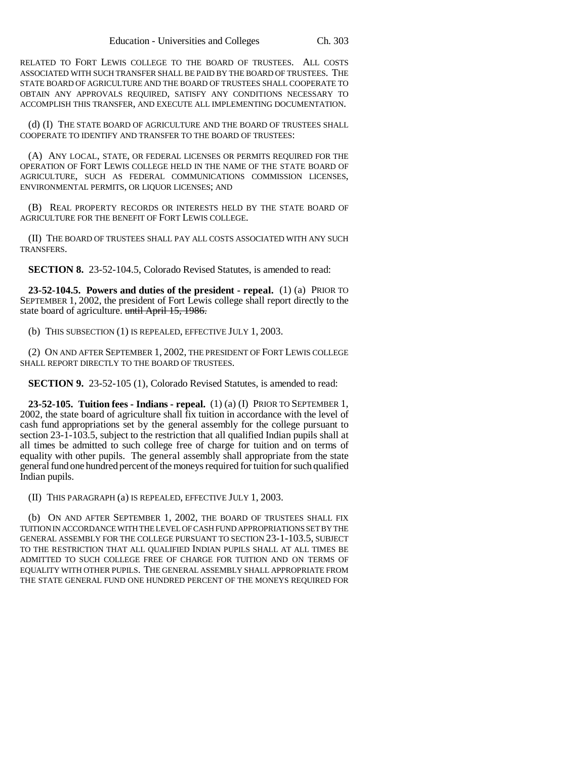RELATED TO FORT LEWIS COLLEGE TO THE BOARD OF TRUSTEES. ALL COSTS ASSOCIATED WITH SUCH TRANSFER SHALL BE PAID BY THE BOARD OF TRUSTEES. THE STATE BOARD OF AGRICULTURE AND THE BOARD OF TRUSTEES SHALL COOPERATE TO OBTAIN ANY APPROVALS REQUIRED, SATISFY ANY CONDITIONS NECESSARY TO ACCOMPLISH THIS TRANSFER, AND EXECUTE ALL IMPLEMENTING DOCUMENTATION.

(d) (I) THE STATE BOARD OF AGRICULTURE AND THE BOARD OF TRUSTEES SHALL COOPERATE TO IDENTIFY AND TRANSFER TO THE BOARD OF TRUSTEES:

(A) ANY LOCAL, STATE, OR FEDERAL LICENSES OR PERMITS REQUIRED FOR THE OPERATION OF FORT LEWIS COLLEGE HELD IN THE NAME OF THE STATE BOARD OF AGRICULTURE, SUCH AS FEDERAL COMMUNICATIONS COMMISSION LICENSES, ENVIRONMENTAL PERMITS, OR LIQUOR LICENSES; AND

(B) REAL PROPERTY RECORDS OR INTERESTS HELD BY THE STATE BOARD OF AGRICULTURE FOR THE BENEFIT OF FORT LEWIS COLLEGE.

(II) THE BOARD OF TRUSTEES SHALL PAY ALL COSTS ASSOCIATED WITH ANY SUCH TRANSFERS.

**SECTION 8.** 23-52-104.5, Colorado Revised Statutes, is amended to read:

**23-52-104.5. Powers and duties of the president - repeal.** (1) (a) PRIOR TO SEPTEMBER 1, 2002, the president of Fort Lewis college shall report directly to the state board of agriculture. ~~until April 15, 1986.~~

(b) THIS SUBSECTION (1) IS REPEALED, EFFECTIVE JULY 1, 2003.

(2) ON AND AFTER SEPTEMBER 1, 2002, THE PRESIDENT OF FORT LEWIS COLLEGE SHALL REPORT DIRECTLY TO THE BOARD OF TRUSTEES.

**SECTION 9.** 23-52-105 (1), Colorado Revised Statutes, is amended to read:

**23-52-105. Tuition fees - Indians - repeal.** (1) (a) (I) PRIOR TO SEPTEMBER 1, 2002, the state board of agriculture shall fix tuition in accordance with the level of cash fund appropriations set by the general assembly for the college pursuant to section 23-1-103.5, subject to the restriction that all qualified Indian pupils shall at all times be admitted to such college free of charge for tuition and on terms of equality with other pupils. The general assembly shall appropriate from the state general fund one hundred percent of the moneys required for tuition for such qualified Indian pupils.

(II) THIS PARAGRAPH (a) IS REPEALED, EFFECTIVE JULY 1, 2003.

(b) ON AND AFTER SEPTEMBER 1, 2002, THE BOARD OF TRUSTEES SHALL FIX TUITION IN ACCORDANCE WITH THE LEVEL OF CASH FUND APPROPRIATIONS SET BY THE GENERAL ASSEMBLY FOR THE COLLEGE PURSUANT TO SECTION 23-1-103.5, SUBJECT TO THE RESTRICTION THAT ALL QUALIFIED INDIAN PUPILS SHALL AT ALL TIMES BE ADMITTED TO SUCH COLLEGE FREE OF CHARGE FOR TUITION AND ON TERMS OF EQUALITY WITH OTHER PUPILS. THE GENERAL ASSEMBLY SHALL APPROPRIATE FROM THE STATE GENERAL FUND ONE HUNDRED PERCENT OF THE MONEYS REQUIRED FOR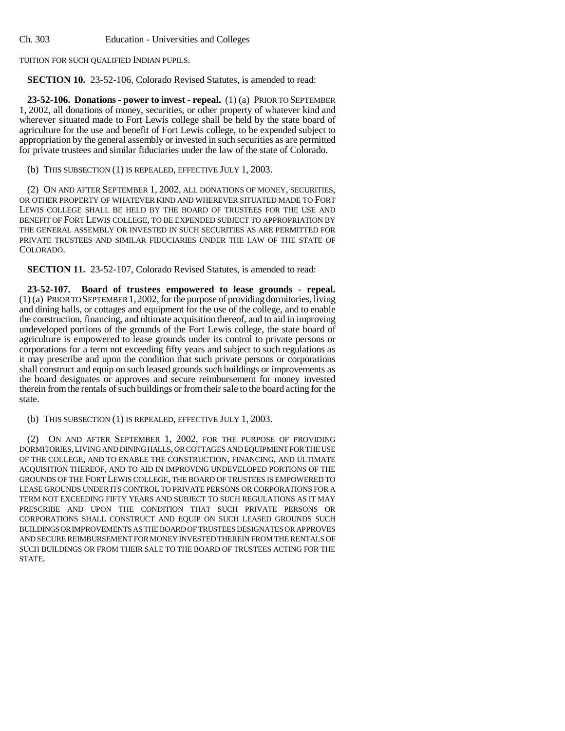TUITION FOR SUCH QUALIFIED INDIAN PUPILS.

**SECTION 10.** 23-52-106, Colorado Revised Statutes, is amended to read:

**23-52-106. Donations - power to invest - repeal.** (1) (a) PRIOR TO SEPTEMBER 1, 2002, all donations of money, securities, or other property of whatever kind and wherever situated made to Fort Lewis college shall be held by the state board of agriculture for the use and benefit of Fort Lewis college, to be expended subject to appropriation by the general assembly or invested in such securities as are permitted for private trustees and similar fiduciaries under the law of the state of Colorado.

(b) THIS SUBSECTION (1) IS REPEALED, EFFECTIVE JULY 1, 2003.

(2) ON AND AFTER SEPTEMBER 1, 2002, ALL DONATIONS OF MONEY, SECURITIES, OR OTHER PROPERTY OF WHATEVER KIND AND WHEREVER SITUATED MADE TO FORT LEWIS COLLEGE SHALL BE HELD BY THE BOARD OF TRUSTEES FOR THE USE AND BENEFIT OF FORT LEWIS COLLEGE, TO BE EXPENDED SUBJECT TO APPROPRIATION BY THE GENERAL ASSEMBLY OR INVESTED IN SUCH SECURITIES AS ARE PERMITTED FOR PRIVATE TRUSTEES AND SIMILAR FIDUCIARIES UNDER THE LAW OF THE STATE OF COLORADO.

**SECTION 11.** 23-52-107, Colorado Revised Statutes, is amended to read:

**23-52-107. Board of trustees empowered to lease grounds - repeal.** (1) (a) PRIOR TO SEPTEMBER 1, 2002, for the purpose of providing dormitories, living and dining halls, or cottages and equipment for the use of the college, and to enable the construction, financing, and ultimate acquisition thereof, and to aid in improving undeveloped portions of the grounds of the Fort Lewis college, the state board of agriculture is empowered to lease grounds under its control to private persons or corporations for a term not exceeding fifty years and subject to such regulations as it may prescribe and upon the condition that such private persons or corporations shall construct and equip on such leased grounds such buildings or improvements as the board designates or approves and secure reimbursement for money invested therein from the rentals of such buildings or from their sale to the board acting for the state.

(b) THIS SUBSECTION (1) IS REPEALED, EFFECTIVE JULY 1, 2003.

(2) ON AND AFTER SEPTEMBER 1, 2002, FOR THE PURPOSE OF PROVIDING DORMITORIES, LIVING AND DINING HALLS, OR COTTAGES AND EQUIPMENT FOR THE USE OF THE COLLEGE, AND TO ENABLE THE CONSTRUCTION, FINANCING, AND ULTIMATE ACQUISITION THEREOF, AND TO AID IN IMPROVING UNDEVELOPED PORTIONS OF THE GROUNDS OF THE FORT LEWIS COLLEGE, THE BOARD OF TRUSTEES IS EMPOWERED TO LEASE GROUNDS UNDER ITS CONTROL TO PRIVATE PERSONS OR CORPORATIONS FOR A TERM NOT EXCEEDING FIFTY YEARS AND SUBJECT TO SUCH REGULATIONS AS IT MAY PRESCRIBE AND UPON THE CONDITION THAT SUCH PRIVATE PERSONS OR CORPORATIONS SHALL CONSTRUCT AND EQUIP ON SUCH LEASED GROUNDS SUCH BUILDINGS OR IMPROVEMENTS AS THE BOARD OF TRUSTEES DESIGNATES OR APPROVES AND SECURE REIMBURSEMENT FOR MONEY INVESTED THEREIN FROM THE RENTALS OF SUCH BUILDINGS OR FROM THEIR SALE TO THE BOARD OF TRUSTEES ACTING FOR THE STATE.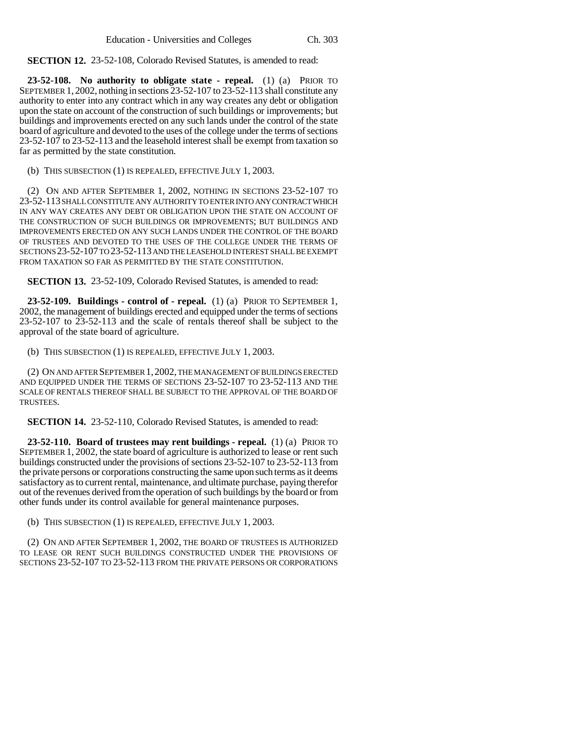**SECTION 12.** 23-52-108, Colorado Revised Statutes, is amended to read:

**23-52-108. No authority to obligate state - repeal.** (1) (a) PRIOR TO SEPTEMBER 1, 2002, nothing in sections 23-52-107 to 23-52-113 shall constitute any authority to enter into any contract which in any way creates any debt or obligation upon the state on account of the construction of such buildings or improvements; but buildings and improvements erected on any such lands under the control of the state board of agriculture and devoted to the uses of the college under the terms of sections 23-52-107 to 23-52-113 and the leasehold interest shall be exempt from taxation so far as permitted by the state constitution.

(b) THIS SUBSECTION (1) IS REPEALED, EFFECTIVE JULY 1, 2003.

(2) ON AND AFTER SEPTEMBER 1, 2002, NOTHING IN SECTIONS 23-52-107 TO 23-52-113 SHALL CONSTITUTE ANY AUTHORITY TO ENTER INTO ANY CONTRACT WHICH IN ANY WAY CREATES ANY DEBT OR OBLIGATION UPON THE STATE ON ACCOUNT OF THE CONSTRUCTION OF SUCH BUILDINGS OR IMPROVEMENTS; BUT BUILDINGS AND IMPROVEMENTS ERECTED ON ANY SUCH LANDS UNDER THE CONTROL OF THE BOARD OF TRUSTEES AND DEVOTED TO THE USES OF THE COLLEGE UNDER THE TERMS OF SECTIONS 23-52-107 TO 23-52-113 AND THE LEASEHOLD INTEREST SHALL BE EXEMPT FROM TAXATION SO FAR AS PERMITTED BY THE STATE CONSTITUTION.

**SECTION 13.** 23-52-109, Colorado Revised Statutes, is amended to read:

**23-52-109. Buildings - control of - repeal.** (1) (a) PRIOR TO SEPTEMBER 1, 2002, the management of buildings erected and equipped under the terms of sections 23-52-107 to 23-52-113 and the scale of rentals thereof shall be subject to the approval of the state board of agriculture.

(b) THIS SUBSECTION (1) IS REPEALED, EFFECTIVE JULY 1, 2003.

(2) ON AND AFTER SEPTEMBER 1, 2002, THE MANAGEMENT OF BUILDINGS ERECTED AND EQUIPPED UNDER THE TERMS OF SECTIONS 23-52-107 TO 23-52-113 AND THE SCALE OF RENTALS THEREOF SHALL BE SUBJECT TO THE APPROVAL OF THE BOARD OF TRUSTEES.

**SECTION 14.** 23-52-110, Colorado Revised Statutes, is amended to read:

**23-52-110. Board of trustees may rent buildings - repeal.** (1) (a) PRIOR TO SEPTEMBER 1, 2002, the state board of agriculture is authorized to lease or rent such buildings constructed under the provisions of sections 23-52-107 to 23-52-113 from the private persons or corporations constructing the same upon such terms as it deems satisfactory as to current rental, maintenance, and ultimate purchase, paying therefor out of the revenues derived from the operation of such buildings by the board or from other funds under its control available for general maintenance purposes.

(b) THIS SUBSECTION (1) IS REPEALED, EFFECTIVE JULY 1, 2003.

(2) ON AND AFTER SEPTEMBER 1, 2002, THE BOARD OF TRUSTEES IS AUTHORIZED TO LEASE OR RENT SUCH BUILDINGS CONSTRUCTED UNDER THE PROVISIONS OF SECTIONS 23-52-107 TO 23-52-113 FROM THE PRIVATE PERSONS OR CORPORATIONS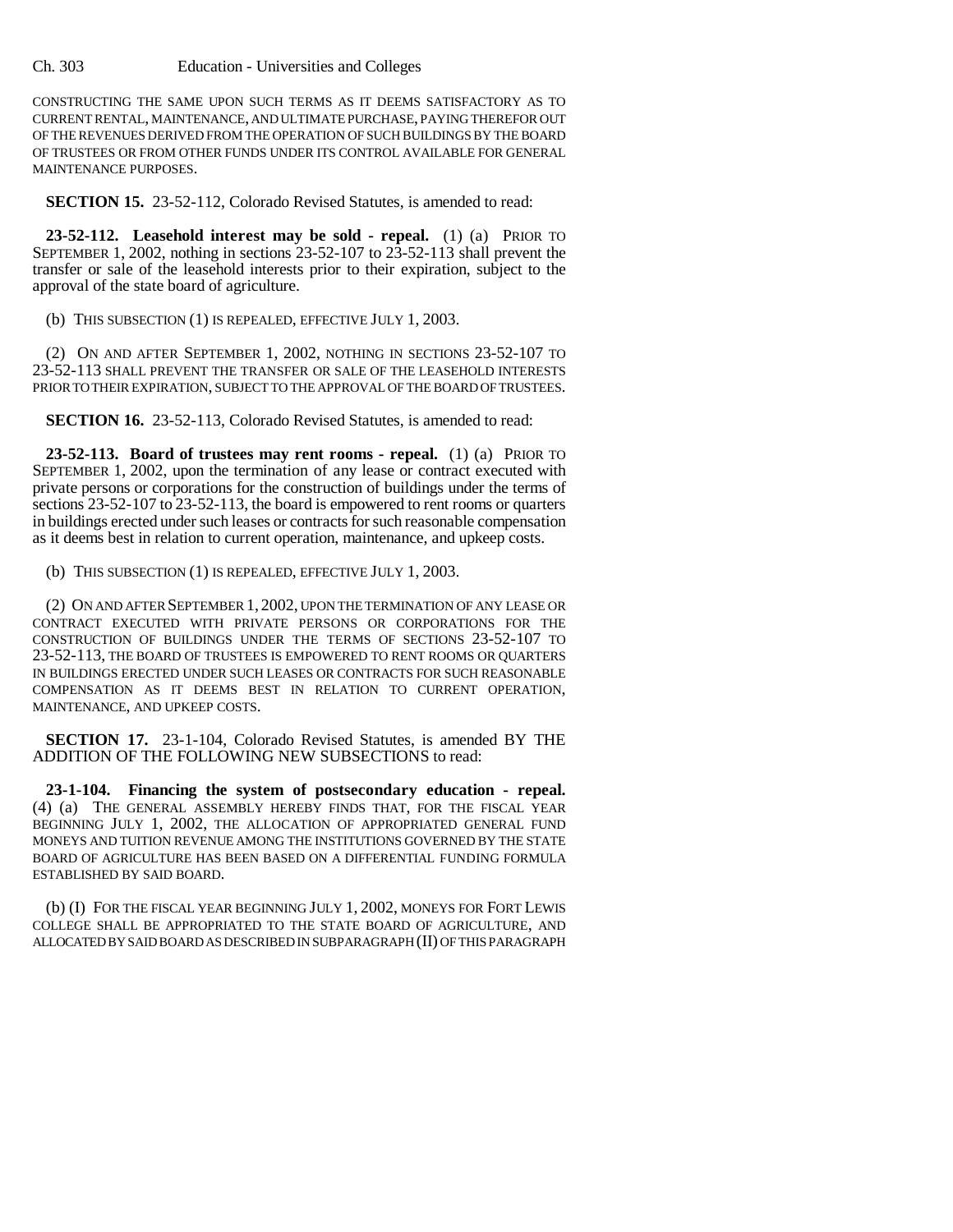CONSTRUCTING THE SAME UPON SUCH TERMS AS IT DEEMS SATISFACTORY AS TO CURRENT RENTAL, MAINTENANCE, AND ULTIMATE PURCHASE, PAYING THEREFOR OUT OF THE REVENUES DERIVED FROM THE OPERATION OF SUCH BUILDINGS BY THE BOARD OF TRUSTEES OR FROM OTHER FUNDS UNDER ITS CONTROL AVAILABLE FOR GENERAL MAINTENANCE PURPOSES.

**SECTION 15.** 23-52-112, Colorado Revised Statutes, is amended to read:

**23-52-112. Leasehold interest may be sold - repeal.** (1) (a) PRIOR TO SEPTEMBER 1, 2002, nothing in sections 23-52-107 to 23-52-113 shall prevent the transfer or sale of the leasehold interests prior to their expiration, subject to the approval of the state board of agriculture.

(b) THIS SUBSECTION (1) IS REPEALED, EFFECTIVE JULY 1, 2003.

(2) ON AND AFTER SEPTEMBER 1, 2002, NOTHING IN SECTIONS 23-52-107 TO 23-52-113 SHALL PREVENT THE TRANSFER OR SALE OF THE LEASEHOLD INTERESTS PRIOR TO THEIR EXPIRATION, SUBJECT TO THE APPROVAL OF THE BOARD OF TRUSTEES.

**SECTION 16.** 23-52-113, Colorado Revised Statutes, is amended to read:

**23-52-113. Board of trustees may rent rooms - repeal.** (1) (a) PRIOR TO SEPTEMBER 1, 2002, upon the termination of any lease or contract executed with private persons or corporations for the construction of buildings under the terms of sections 23-52-107 to 23-52-113, the board is empowered to rent rooms or quarters in buildings erected under such leases or contracts for such reasonable compensation as it deems best in relation to current operation, maintenance, and upkeep costs.

(b) THIS SUBSECTION (1) IS REPEALED, EFFECTIVE JULY 1, 2003.

(2) ON AND AFTER SEPTEMBER 1, 2002, UPON THE TERMINATION OF ANY LEASE OR CONTRACT EXECUTED WITH PRIVATE PERSONS OR CORPORATIONS FOR THE CONSTRUCTION OF BUILDINGS UNDER THE TERMS OF SECTIONS 23-52-107 TO 23-52-113, THE BOARD OF TRUSTEES IS EMPOWERED TO RENT ROOMS OR QUARTERS IN BUILDINGS ERECTED UNDER SUCH LEASES OR CONTRACTS FOR SUCH REASONABLE COMPENSATION AS IT DEEMS BEST IN RELATION TO CURRENT OPERATION, MAINTENANCE, AND UPKEEP COSTS.

**SECTION 17.** 23-1-104, Colorado Revised Statutes, is amended BY THE ADDITION OF THE FOLLOWING NEW SUBSECTIONS to read:

**23-1-104. Financing the system of postsecondary education - repeal.** (4) (a) THE GENERAL ASSEMBLY HEREBY FINDS THAT, FOR THE FISCAL YEAR BEGINNING JULY 1, 2002, THE ALLOCATION OF APPROPRIATED GENERAL FUND MONEYS AND TUITION REVENUE AMONG THE INSTITUTIONS GOVERNED BY THE STATE BOARD OF AGRICULTURE HAS BEEN BASED ON A DIFFERENTIAL FUNDING FORMULA ESTABLISHED BY SAID BOARD.

(b) (I) FOR THE FISCAL YEAR BEGINNING JULY 1, 2002, MONEYS FOR FORT LEWIS COLLEGE SHALL BE APPROPRIATED TO THE STATE BOARD OF AGRICULTURE, AND ALLOCATED BY SAID BOARD AS DESCRIBED IN SUBPARAGRAPH (II) OF THIS PARAGRAPH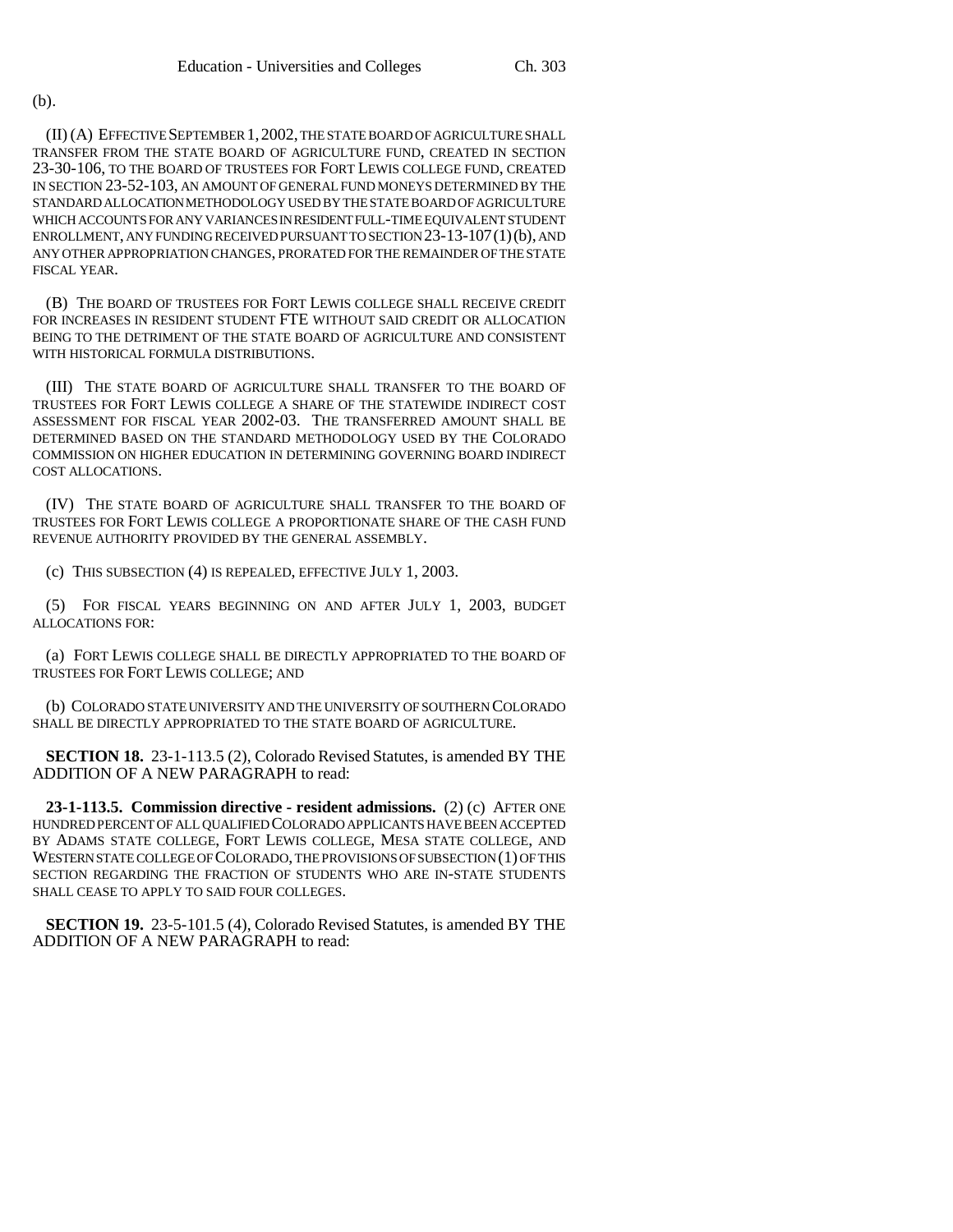(b).

(II) (A) EFFECTIVE SEPTEMBER 1, 2002, THE STATE BOARD OF AGRICULTURE SHALL TRANSFER FROM THE STATE BOARD OF AGRICULTURE FUND, CREATED IN SECTION 23-30-106, TO THE BOARD OF TRUSTEES FOR FORT LEWIS COLLEGE FUND, CREATED IN SECTION 23-52-103, AN AMOUNT OF GENERAL FUND MONEYS DETERMINED BY THE STANDARD ALLOCATION METHODOLOGY USED BY THE STATE BOARD OF AGRICULTURE WHICH ACCOUNTS FOR ANY VARIANCES IN RESIDENT FULL-TIME EQUIVALENT STUDENT ENROLLMENT, ANY FUNDING RECEIVED PURSUANT TO SECTION 23-13-107 (1) (b), AND ANY OTHER APPROPRIATION CHANGES, PRORATED FOR THE REMAINDER OF THE STATE FISCAL YEAR.

(B) THE BOARD OF TRUSTEES FOR FORT LEWIS COLLEGE SHALL RECEIVE CREDIT FOR INCREASES IN RESIDENT STUDENT FTE WITHOUT SAID CREDIT OR ALLOCATION BEING TO THE DETRIMENT OF THE STATE BOARD OF AGRICULTURE AND CONSISTENT WITH HISTORICAL FORMULA DISTRIBUTIONS.

(III) THE STATE BOARD OF AGRICULTURE SHALL TRANSFER TO THE BOARD OF TRUSTEES FOR FORT LEWIS COLLEGE A SHARE OF THE STATEWIDE INDIRECT COST ASSESSMENT FOR FISCAL YEAR 2002-03. THE TRANSFERRED AMOUNT SHALL BE DETERMINED BASED ON THE STANDARD METHODOLOGY USED BY THE COLORADO COMMISSION ON HIGHER EDUCATION IN DETERMINING GOVERNING BOARD INDIRECT COST ALLOCATIONS.

(IV) THE STATE BOARD OF AGRICULTURE SHALL TRANSFER TO THE BOARD OF TRUSTEES FOR FORT LEWIS COLLEGE A PROPORTIONATE SHARE OF THE CASH FUND REVENUE AUTHORITY PROVIDED BY THE GENERAL ASSEMBLY.

(c) THIS SUBSECTION (4) IS REPEALED, EFFECTIVE JULY 1, 2003.

(5) FOR FISCAL YEARS BEGINNING ON AND AFTER JULY 1, 2003, BUDGET ALLOCATIONS FOR:

(a) FORT LEWIS COLLEGE SHALL BE DIRECTLY APPROPRIATED TO THE BOARD OF TRUSTEES FOR FORT LEWIS COLLEGE; AND

(b) COLORADO STATE UNIVERSITY AND THE UNIVERSITY OF SOUTHERN COLORADO SHALL BE DIRECTLY APPROPRIATED TO THE STATE BOARD OF AGRICULTURE.

**SECTION 18.** 23-1-113.5 (2), Colorado Revised Statutes, is amended BY THE ADDITION OF A NEW PARAGRAPH to read:

**23-1-113.5. Commission directive - resident admissions.** (2) (c) AFTER ONE HUNDRED PERCENT OF ALL QUALIFIED COLORADO APPLICANTS HAVE BEEN ACCEPTED BY ADAMS STATE COLLEGE, FORT LEWIS COLLEGE, MESA STATE COLLEGE, AND WESTERN STATE COLLEGE OF COLORADO, THE PROVISIONS OF SUBSECTION (1) OF THIS SECTION REGARDING THE FRACTION OF STUDENTS WHO ARE IN-STATE STUDENTS SHALL CEASE TO APPLY TO SAID FOUR COLLEGES.

**SECTION 19.** 23-5-101.5 (4), Colorado Revised Statutes, is amended BY THE ADDITION OF A NEW PARAGRAPH to read: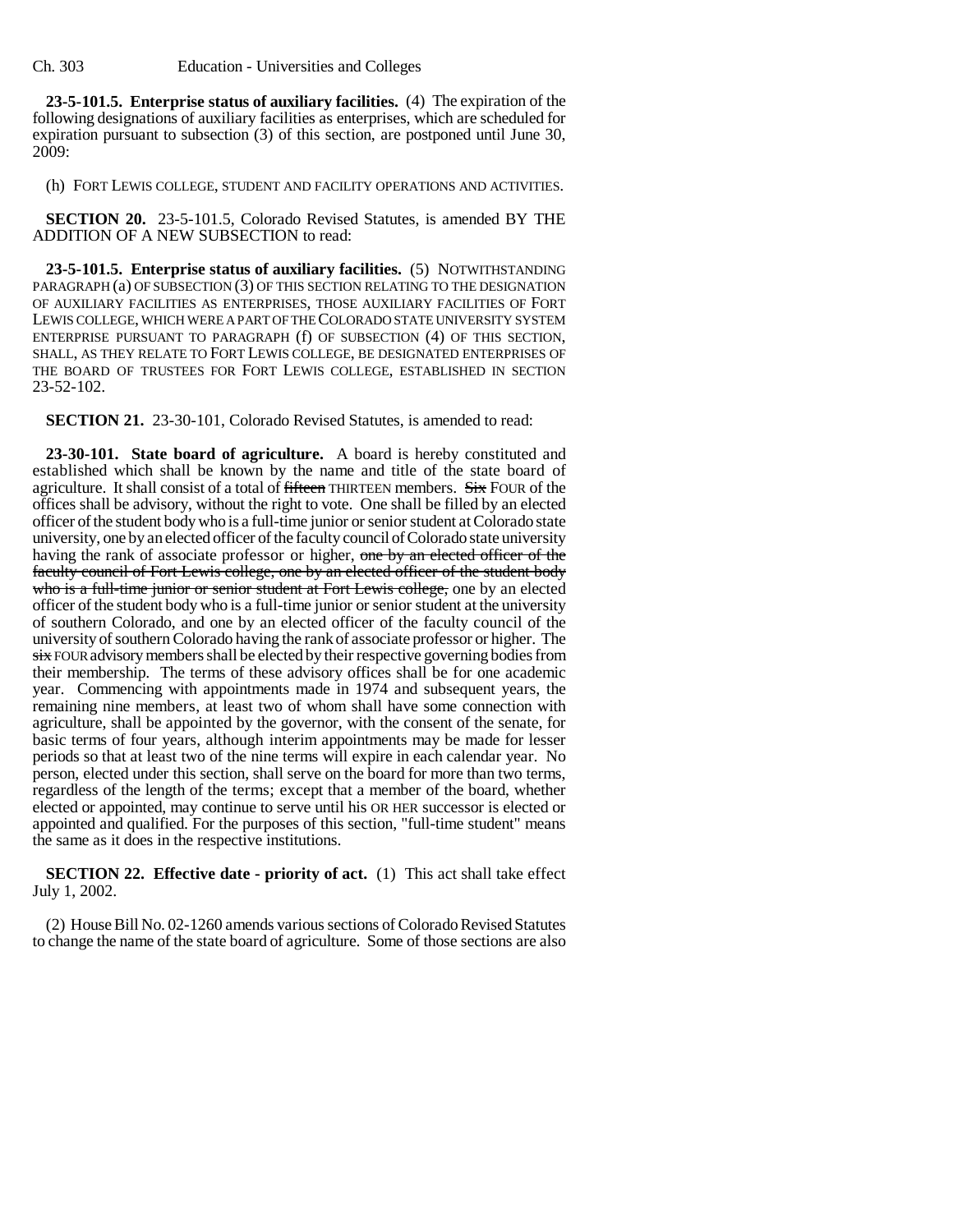**23-5-101.5. Enterprise status of auxiliary facilities.** (4) The expiration of the following designations of auxiliary facilities as enterprises, which are scheduled for expiration pursuant to subsection (3) of this section, are postponed until June 30, 2009:

(h) FORT LEWIS COLLEGE, STUDENT AND FACILITY OPERATIONS AND ACTIVITIES.

**SECTION 20.** 23-5-101.5, Colorado Revised Statutes, is amended BY THE ADDITION OF A NEW SUBSECTION to read:

**23-5-101.5. Enterprise status of auxiliary facilities.** (5) NOTWITHSTANDING PARAGRAPH (a) OF SUBSECTION (3) OF THIS SECTION RELATING TO THE DESIGNATION OF AUXILIARY FACILITIES AS ENTERPRISES, THOSE AUXILIARY FACILITIES OF FORT LEWIS COLLEGE, WHICH WERE A PART OF THE COLORADO STATE UNIVERSITY SYSTEM ENTERPRISE PURSUANT TO PARAGRAPH (f) OF SUBSECTION (4) OF THIS SECTION, SHALL, AS THEY RELATE TO FORT LEWIS COLLEGE, BE DESIGNATED ENTERPRISES OF THE BOARD OF TRUSTEES FOR FORT LEWIS COLLEGE, ESTABLISHED IN SECTION 23-52-102.

**SECTION 21.** 23-30-101, Colorado Revised Statutes, is amended to read:

**23-30-101. State board of agriculture.** A board is hereby constituted and established which shall be known by the name and title of the state board of agriculture. It shall consist of a total of ~~fifteen~~ THIRTEEN members. ~~Six~~ FOUR of the offices shall be advisory, without the right to vote. One shall be filled by an elected officer of the student body who is a full-time junior or senior student at Colorado state university, one by an elected officer of the faculty council of Colorado state university having the rank of associate professor or higher, ~~one by an elected officer of the faculty council of Fort Lewis college, one by an elected officer of the student body who is a full-time junior or senior student at Fort Lewis college,~~ one by an elected officer of the student body who is a full-time junior or senior student at the university of southern Colorado, and one by an elected officer of the faculty council of the university of southern Colorado having the rank of associate professor or higher. The ~~six~~ FOUR advisory members shall be elected by their respective governing bodies from their membership. The terms of these advisory offices shall be for one academic year. Commencing with appointments made in 1974 and subsequent years, the remaining nine members, at least two of whom shall have some connection with agriculture, shall be appointed by the governor, with the consent of the senate, for basic terms of four years, although interim appointments may be made for lesser periods so that at least two of the nine terms will expire in each calendar year. No person, elected under this section, shall serve on the board for more than two terms, regardless of the length of the terms; except that a member of the board, whether elected or appointed, may continue to serve until his OR HER successor is elected or appointed and qualified. For the purposes of this section, "full-time student" means the same as it does in the respective institutions.

**SECTION 22. Effective date - priority of act.** (1) This act shall take effect July 1, 2002.

(2) House Bill No. 02-1260 amends various sections of Colorado Revised Statutes to change the name of the state board of agriculture. Some of those sections are also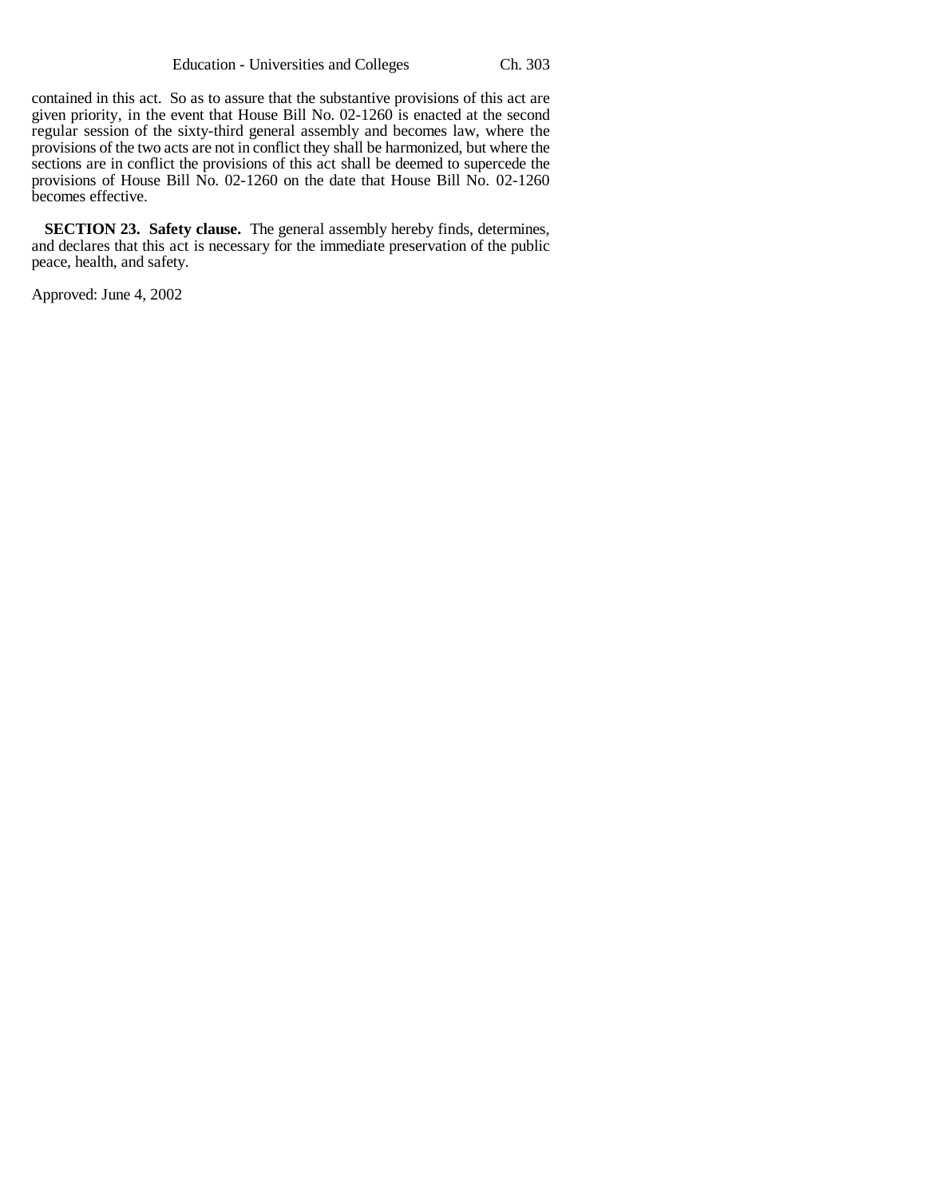contained in this act. So as to assure that the substantive provisions of this act are given priority, in the event that House Bill No. 02-1260 is enacted at the second regular session of the sixty-third general assembly and becomes law, where the provisions of the two acts are not in conflict they shall be harmonized, but where the sections are in conflict the provisions of this act shall be deemed to supercede the provisions of House Bill No. 02-1260 on the date that House Bill No. 02-1260 becomes effective.

**SECTION 23. Safety clause.** The general assembly hereby finds, determines, and declares that this act is necessary for the immediate preservation of the public peace, health, and safety.

Approved: June 4, 2002